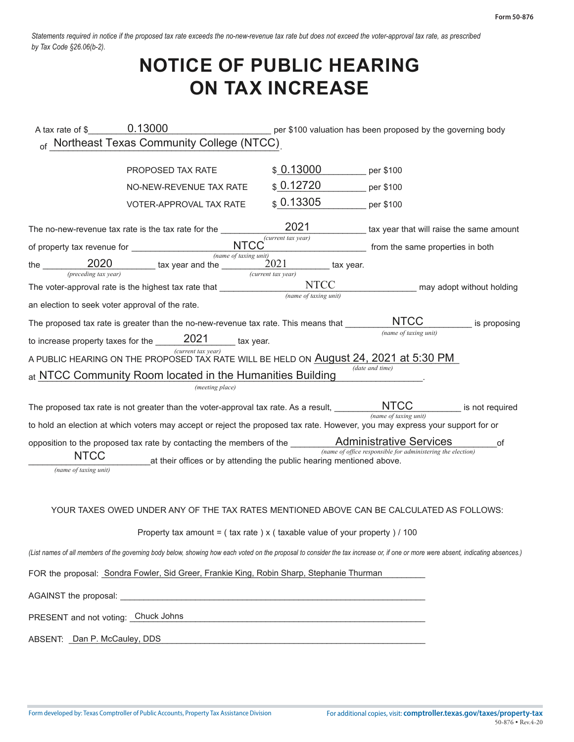Form 50-876

*Statements required in notice if the proposed tax rate exceeds the no-new-revenue tax rate but does not exceed the voter-approval tax rate, as prescribed by Tax Code §26.06(b-2).*

# NOTICE OF PUBLIC HEARING ON TAX INCREASE

A tax rate of $ 0.13000 per $100 valuation has been proposed by the governing body of Northeast Texas Community College (NTCC).

| | | |
|---|---|---|
| PROPOSED TAX RATE | $ 0.13000 | per $100 |
| NO-NEW-REVENUE TAX RATE | $ 0.12720 | per $100 |
| VOTER-APPROVAL TAX RATE | $ 0.13305 | per $100 |

The no-new-revenue tax rate is the tax rate for the 2021 *(current tax year)* tax year that will raise the same amount of property tax revenue for NTCC *(name of taxing unit)* from the same properties in both the 2020 *(preceding tax year)* tax year and the 2021 *(current tax year)* tax year.

The voter-approval rate is the highest tax rate that NTCC *(name of taxing unit)* may adopt without holding an election to seek voter approval of the rate.

The proposed tax rate is greater than the no-new-revenue tax rate. This means that NTCC *(name of taxing unit)* is proposing to increase property taxes for the 2021 *(current tax year)* tax year.

A PUBLIC HEARING ON THE PROPOSED TAX RATE WILL BE HELD ON August 24, 2021 at 5:30 PM *(date and time)* at NTCC Community Room located in the Humanities Building *(meeting place)*.

The proposed tax rate is not greater than the voter-approval tax rate. As a result, NTCC *(name of taxing unit)* is not required to hold an election at which voters may accept or reject the proposed tax rate. However, you may express your support for or opposition to the proposed tax rate by contacting the members of the Administrative Services *(name of office responsible for administering the election)* of NTCC *(name of taxing unit)* at their offices or by attending the public hearing mentioned above.

YOUR TAXES OWED UNDER ANY OF THE TAX RATES MENTIONED ABOVE CAN BE CALCULATED AS FOLLOWS:

Property tax amount = ( tax rate ) x ( taxable value of your property ) / 100

*(List names of all members of the governing body below, showing how each voted on the proposal to consider the tax increase or, if one or more were absent, indicating absences.)*

FOR the proposal: Sondra Fowler, Sid Greer, Frankie King, Robin Sharp, Stephanie Thurman

AGAINST the proposal: 

PRESENT and not voting: Chuck Johns

ABSENT: Dan P. McCauley, DDS

Form developed by: Texas Comptroller of Public Accounts, Property Tax Assistance Division

For additional copies, visit: **comptroller.texas.gov/taxes/property-tax**

50-876 • Rev.4-20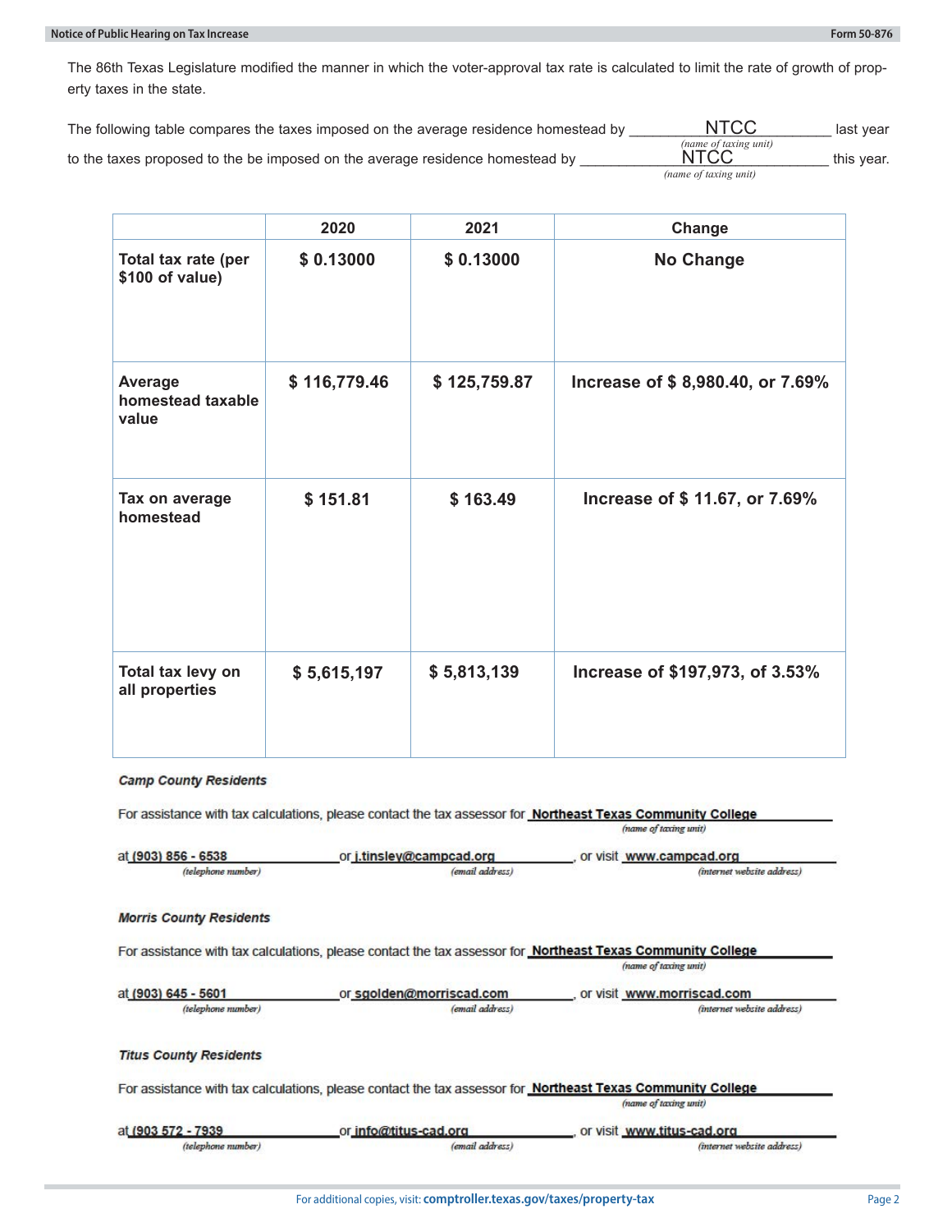The 86th Texas Legislature modified the manner in which the voter-approval tax rate is calculated to limit the rate of growth of property taxes in the state.

The following table compares the taxes imposed on the average residence homestead by NTCC (name of taxing unit) last year to the taxes proposed to the be imposed on the average residence homestead by NTCC (name of taxing unit) this year.

| | 2020 | 2021 | Change |
|---|---|---|---|
| **Total tax rate (per $100 of value)** | **$ 0.13000** | **$ 0.13000** | **No Change** |
| **Average homestead taxable value** | **$ 116,779.46** | **$ 125,759.87** | **Increase of $ 8,980.40, or 7.69%** |
| **Tax on average homestead** | **$ 151.81** | **$ 163.49** | **Increase of $ 11.67, or 7.69%** |
| **Total tax levy on all properties** | **$ 5,615,197** | **$ 5,813,139** | **Increase of $197,973, of 3.53%** |

***Camp County Residents***

For assistance with tax calculations, please contact the tax assessor for **Northeast Texas Community College** (name of taxing unit)

at (903) 856 - 6538 (telephone number) or j.tinsley@campcad.org (email address), or visit www.campcad.org (internet website address)

***Morris County Residents***

For assistance with tax calculations, please contact the tax assessor for **Northeast Texas Community College** (name of taxing unit)

at (903) 645 - 5601 (telephone number) or sgolden@morriscad.com (email address), or visit www.morriscad.com (internet website address)

***Titus County Residents***

For assistance with tax calculations, please contact the tax assessor for **Northeast Texas Community College** (name of taxing unit)

at (903 572 - 7939 (telephone number) or info@titus-cad.org (email address), or visit www.titus-cad.org (internet website address)